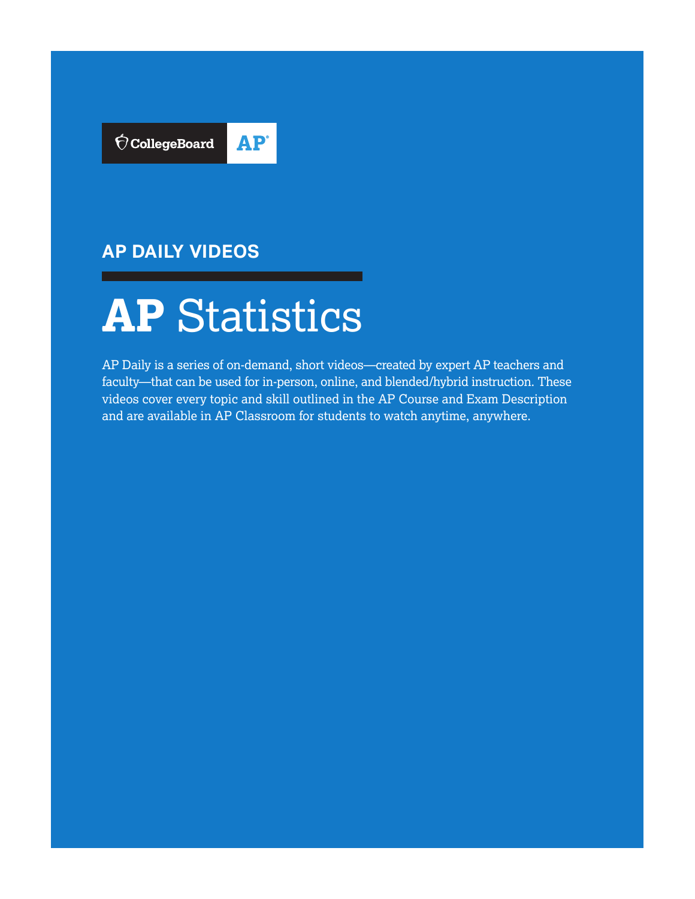CollegeBoard AP

## AP DAILY VIDEOS

# AP Statistics

AP Daily is a series of on-demand, short videos—created by expert AP teachers and faculty—that can be used for in-person, online, and blended/hybrid instruction. These videos cover every topic and skill outlined in the AP Course and Exam Description and are available in AP Classroom for students to watch anytime, anywhere.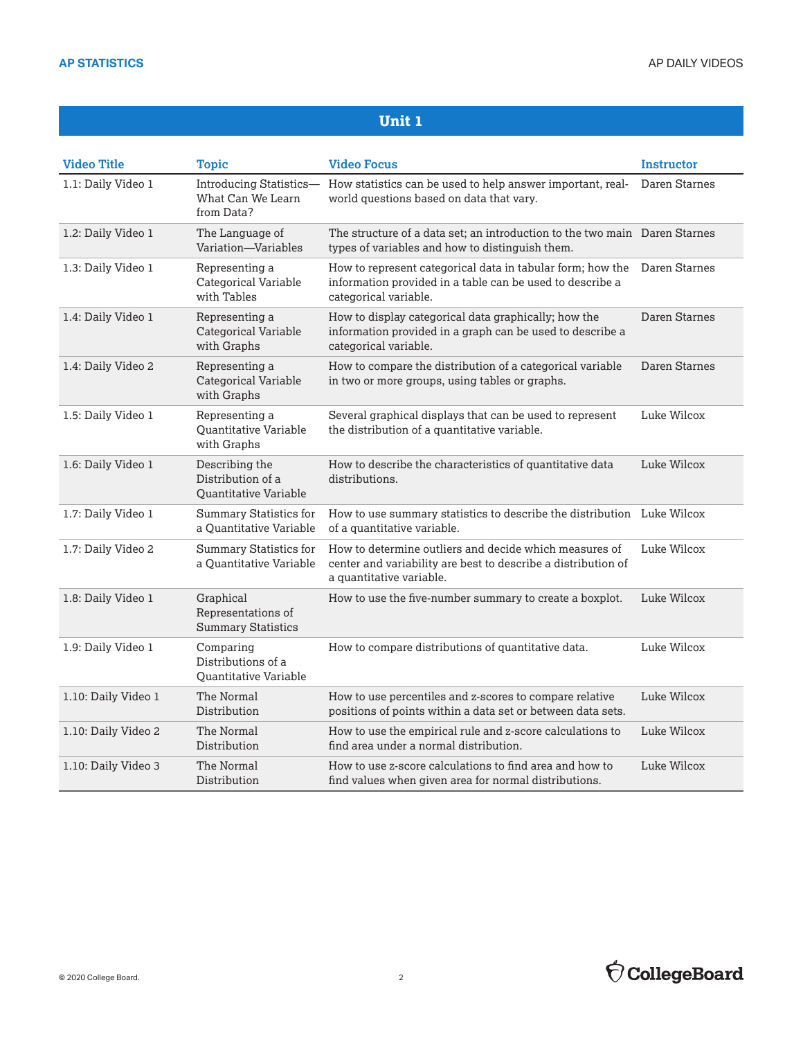## Unit 1

| Video Title | Topic | Video Focus | Instructor |
|---|---|---|---|
| 1.1: Daily Video 1 | Introducing Statistics—What Can We Learn from Data? | How statistics can be used to help answer important, real-world questions based on data that vary. | Daren Starnes |
| 1.2: Daily Video 1 | The Language of Variation—Variables | The structure of a data set; an introduction to the two main types of variables and how to distinguish them. | Daren Starnes |
| 1.3: Daily Video 1 | Representing a Categorical Variable with Tables | How to represent categorical data in tabular form; how the information provided in a table can be used to describe a categorical variable. | Daren Starnes |
| 1.4: Daily Video 1 | Representing a Categorical Variable with Graphs | How to display categorical data graphically; how the information provided in a graph can be used to describe a categorical variable. | Daren Starnes |
| 1.4: Daily Video 2 | Representing a Categorical Variable with Graphs | How to compare the distribution of a categorical variable in two or more groups, using tables or graphs. | Daren Starnes |
| 1.5: Daily Video 1 | Representing a Quantitative Variable with Graphs | Several graphical displays that can be used to represent the distribution of a quantitative variable. | Luke Wilcox |
| 1.6: Daily Video 1 | Describing the Distribution of a Quantitative Variable | How to describe the characteristics of quantitative data distributions. | Luke Wilcox |
| 1.7: Daily Video 1 | Summary Statistics for a Quantitative Variable | How to use summary statistics to describe the distribution of a quantitative variable. | Luke Wilcox |
| 1.7: Daily Video 2 | Summary Statistics for a Quantitative Variable | How to determine outliers and decide which measures of center and variability are best to describe a distribution of a quantitative variable. | Luke Wilcox |
| 1.8: Daily Video 1 | Graphical Representations of Summary Statistics | How to use the five-number summary to create a boxplot. | Luke Wilcox |
| 1.9: Daily Video 1 | Comparing Distributions of a Quantitative Variable | How to compare distributions of quantitative data. | Luke Wilcox |
| 1.10: Daily Video 1 | The Normal Distribution | How to use percentiles and z-scores to compare relative positions of points within a data set or between data sets. | Luke Wilcox |
| 1.10: Daily Video 2 | The Normal Distribution | How to use the empirical rule and z-score calculations to find area under a normal distribution. | Luke Wilcox |
| 1.10: Daily Video 3 | The Normal Distribution | How to use z-score calculations to find area and how to find values when given area for normal distributions. | Luke Wilcox |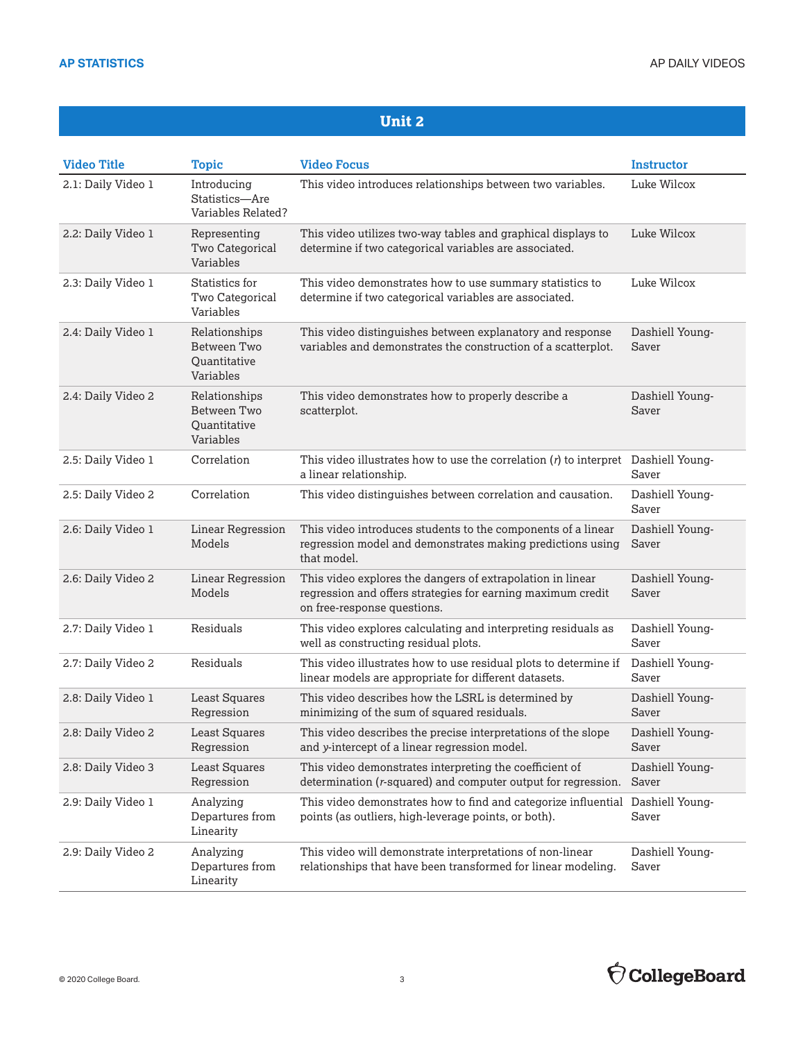## Unit 2

| Video Title | Topic | Video Focus | Instructor |
|---|---|---|---|
| 2.1: Daily Video 1 | Introducing Statistics—Are Variables Related? | This video introduces relationships between two variables. | Luke Wilcox |
| 2.2: Daily Video 1 | Representing Two Categorical Variables | This video utilizes two-way tables and graphical displays to determine if two categorical variables are associated. | Luke Wilcox |
| 2.3: Daily Video 1 | Statistics for Two Categorical Variables | This video demonstrates how to use summary statistics to determine if two categorical variables are associated. | Luke Wilcox |
| 2.4: Daily Video 1 | Relationships Between Two Quantitative Variables | This video distinguishes between explanatory and response variables and demonstrates the construction of a scatterplot. | Dashiell Young-Saver |
| 2.4: Daily Video 2 | Relationships Between Two Quantitative Variables | This video demonstrates how to properly describe a scatterplot. | Dashiell Young-Saver |
| 2.5: Daily Video 1 | Correlation | This video illustrates how to use the correlation ($r$) to interpret a linear relationship. | Dashiell Young-Saver |
| 2.5: Daily Video 2 | Correlation | This video distinguishes between correlation and causation. | Dashiell Young-Saver |
| 2.6: Daily Video 1 | Linear Regression Models | This video introduces students to the components of a linear regression model and demonstrates making predictions using that model. | Dashiell Young-Saver |
| 2.6: Daily Video 2 | Linear Regression Models | This video explores the dangers of extrapolation in linear regression and offers strategies for earning maximum credit on free-response questions. | Dashiell Young-Saver |
| 2.7: Daily Video 1 | Residuals | This video explores calculating and interpreting residuals as well as constructing residual plots. | Dashiell Young-Saver |
| 2.7: Daily Video 2 | Residuals | This video illustrates how to use residual plots to determine if linear models are appropriate for different datasets. | Dashiell Young-Saver |
| 2.8: Daily Video 1 | Least Squares Regression | This video describes how the LSRL is determined by minimizing of the sum of squared residuals. | Dashiell Young-Saver |
| 2.8: Daily Video 2 | Least Squares Regression | This video describes the precise interpretations of the slope and $y$-intercept of a linear regression model. | Dashiell Young-Saver |
| 2.8: Daily Video 3 | Least Squares Regression | This video demonstrates interpreting the coefficient of determination ($r$-squared) and computer output for regression. | Dashiell Young-Saver |
| 2.9: Daily Video 1 | Analyzing Departures from Linearity | This video demonstrates how to find and categorize influential points (as outliers, high-leverage points, or both). | Dashiell Young-Saver |
| 2.9: Daily Video 2 | Analyzing Departures from Linearity | This video will demonstrate interpretations of non-linear relationships that have been transformed for linear modeling. | Dashiell Young-Saver |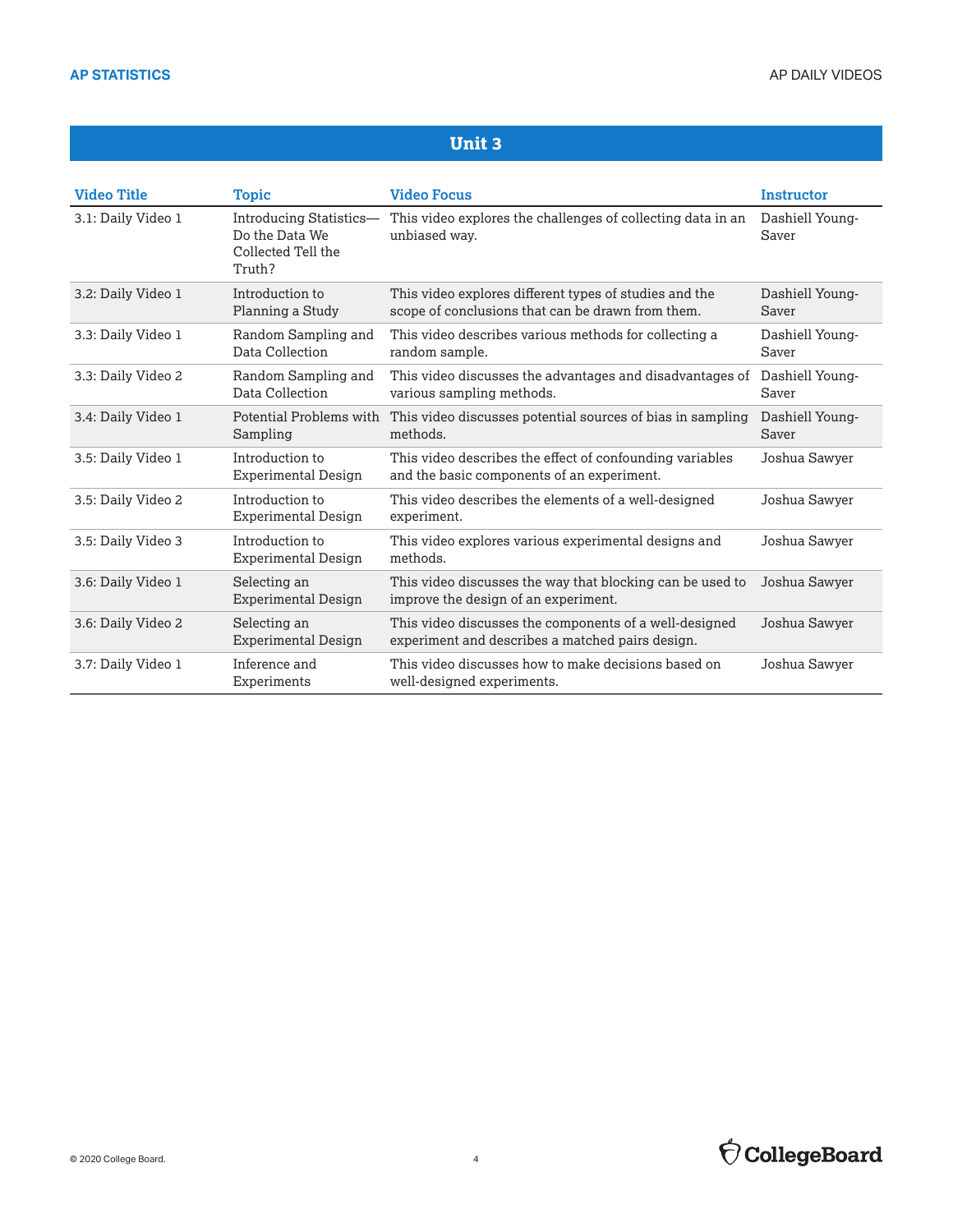## Unit 3

| Video Title | Topic | Video Focus | Instructor |
|---|---|---|---|
| 3.1: Daily Video 1 | Introducing Statistics—Do the Data We Collected Tell the Truth? | This video explores the challenges of collecting data in an unbiased way. | Dashiell Young-Saver |
| 3.2: Daily Video 1 | Introduction to Planning a Study | This video explores different types of studies and the scope of conclusions that can be drawn from them. | Dashiell Young-Saver |
| 3.3: Daily Video 1 | Random Sampling and Data Collection | This video describes various methods for collecting a random sample. | Dashiell Young-Saver |
| 3.3: Daily Video 2 | Random Sampling and Data Collection | This video discusses the advantages and disadvantages of various sampling methods. | Dashiell Young-Saver |
| 3.4: Daily Video 1 | Potential Problems with Sampling | This video discusses potential sources of bias in sampling methods. | Dashiell Young-Saver |
| 3.5: Daily Video 1 | Introduction to Experimental Design | This video describes the effect of confounding variables and the basic components of an experiment. | Joshua Sawyer |
| 3.5: Daily Video 2 | Introduction to Experimental Design | This video describes the elements of a well-designed experiment. | Joshua Sawyer |
| 3.5: Daily Video 3 | Introduction to Experimental Design | This video explores various experimental designs and methods. | Joshua Sawyer |
| 3.6: Daily Video 1 | Selecting an Experimental Design | This video discusses the way that blocking can be used to improve the design of an experiment. | Joshua Sawyer |
| 3.6: Daily Video 2 | Selecting an Experimental Design | This video discusses the components of a well-designed experiment and describes a matched pairs design. | Joshua Sawyer |
| 3.7: Daily Video 1 | Inference and Experiments | This video discusses how to make decisions based on well-designed experiments. | Joshua Sawyer |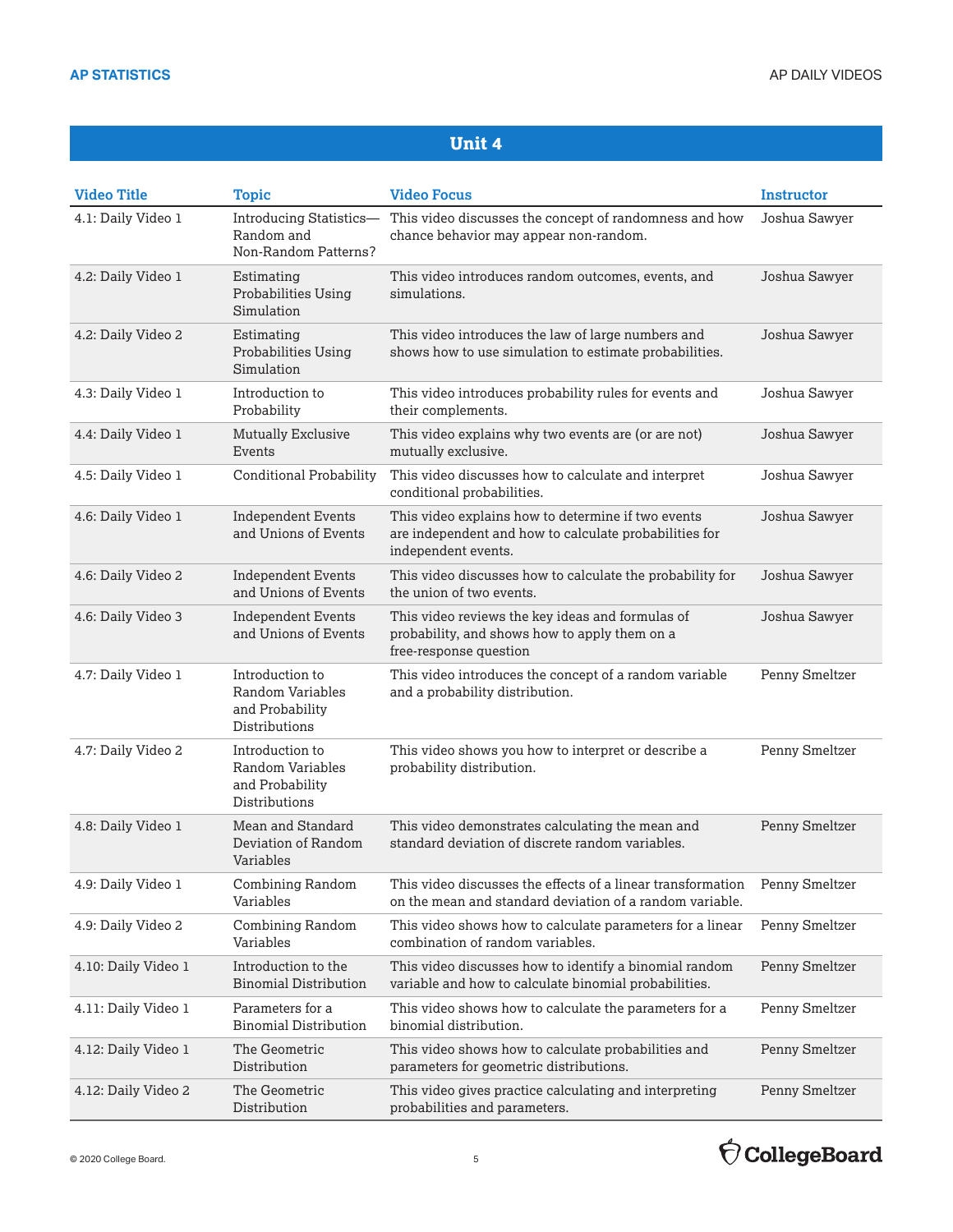## Unit 4

| Video Title | Topic | Video Focus | Instructor |
|---|---|---|---|
| 4.1: Daily Video 1 | Introducing Statistics—Random and Non-Random Patterns? | This video discusses the concept of randomness and how chance behavior may appear non-random. | Joshua Sawyer |
| 4.2: Daily Video 1 | Estimating Probabilities Using Simulation | This video introduces random outcomes, events, and simulations. | Joshua Sawyer |
| 4.2: Daily Video 2 | Estimating Probabilities Using Simulation | This video introduces the law of large numbers and shows how to use simulation to estimate probabilities. | Joshua Sawyer |
| 4.3: Daily Video 1 | Introduction to Probability | This video introduces probability rules for events and their complements. | Joshua Sawyer |
| 4.4: Daily Video 1 | Mutually Exclusive Events | This video explains why two events are (or are not) mutually exclusive. | Joshua Sawyer |
| 4.5: Daily Video 1 | Conditional Probability | This video discusses how to calculate and interpret conditional probabilities. | Joshua Sawyer |
| 4.6: Daily Video 1 | Independent Events and Unions of Events | This video explains how to determine if two events are independent and how to calculate probabilities for independent events. | Joshua Sawyer |
| 4.6: Daily Video 2 | Independent Events and Unions of Events | This video discusses how to calculate the probability for the union of two events. | Joshua Sawyer |
| 4.6: Daily Video 3 | Independent Events and Unions of Events | This video reviews the key ideas and formulas of probability, and shows how to apply them on a free-response question | Joshua Sawyer |
| 4.7: Daily Video 1 | Introduction to Random Variables and Probability Distributions | This video introduces the concept of a random variable and a probability distribution. | Penny Smeltzer |
| 4.7: Daily Video 2 | Introduction to Random Variables and Probability Distributions | This video shows you how to interpret or describe a probability distribution. | Penny Smeltzer |
| 4.8: Daily Video 1 | Mean and Standard Deviation of Random Variables | This video demonstrates calculating the mean and standard deviation of discrete random variables. | Penny Smeltzer |
| 4.9: Daily Video 1 | Combining Random Variables | This video discusses the effects of a linear transformation on the mean and standard deviation of a random variable. | Penny Smeltzer |
| 4.9: Daily Video 2 | Combining Random Variables | This video shows how to calculate parameters for a linear combination of random variables. | Penny Smeltzer |
| 4.10: Daily Video 1 | Introduction to the Binomial Distribution | This video discusses how to identify a binomial random variable and how to calculate binomial probabilities. | Penny Smeltzer |
| 4.11: Daily Video 1 | Parameters for a Binomial Distribution | This video shows how to calculate the parameters for a binomial distribution. | Penny Smeltzer |
| 4.12: Daily Video 1 | The Geometric Distribution | This video shows how to calculate probabilities and parameters for geometric distributions. | Penny Smeltzer |
| 4.12: Daily Video 2 | The Geometric Distribution | This video gives practice calculating and interpreting probabilities and parameters. | Penny Smeltzer |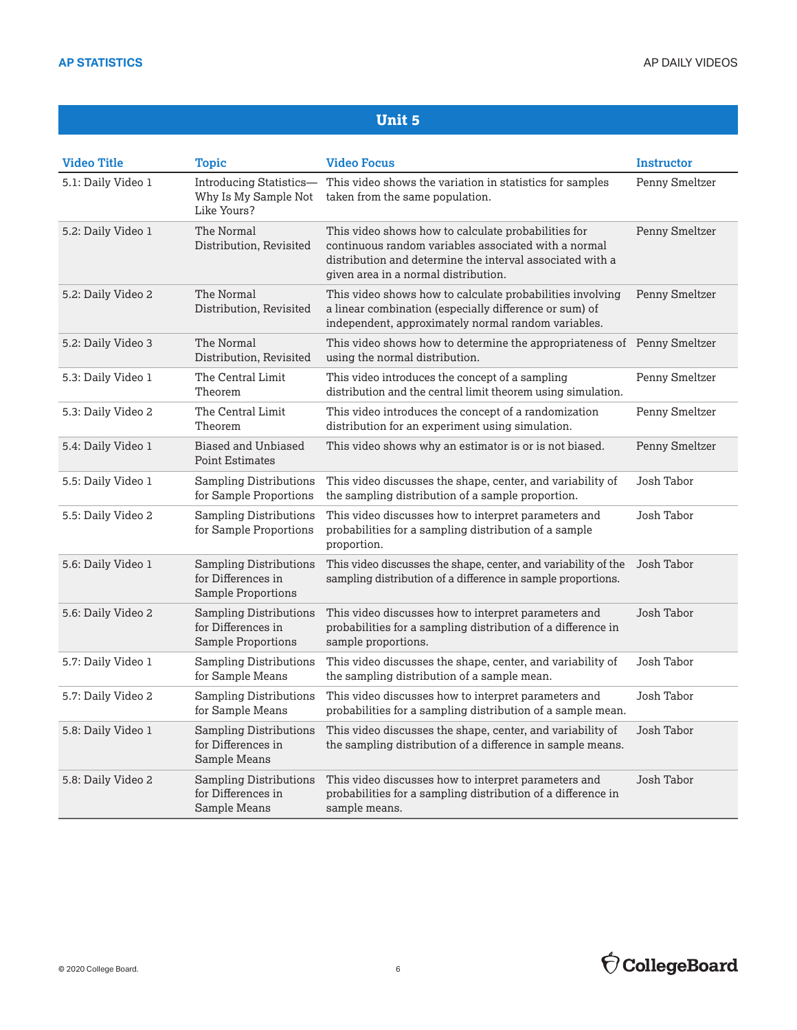## Unit 5

| Video Title | Topic | Video Focus | Instructor |
|---|---|---|---|
| 5.1: Daily Video 1 | Introducing Statistics—Why Is My Sample Not Like Yours? | This video shows the variation in statistics for samples taken from the same population. | Penny Smeltzer |
| 5.2: Daily Video 1 | The Normal Distribution, Revisited | This video shows how to calculate probabilities for continuous random variables associated with a normal distribution and determine the interval associated with a given area in a normal distribution. | Penny Smeltzer |
| 5.2: Daily Video 2 | The Normal Distribution, Revisited | This video shows how to calculate probabilities involving a linear combination (especially difference or sum) of independent, approximately normal random variables. | Penny Smeltzer |
| 5.2: Daily Video 3 | The Normal Distribution, Revisited | This video shows how to determine the appropriateness of using the normal distribution. | Penny Smeltzer |
| 5.3: Daily Video 1 | The Central Limit Theorem | This video introduces the concept of a sampling distribution and the central limit theorem using simulation. | Penny Smeltzer |
| 5.3: Daily Video 2 | The Central Limit Theorem | This video introduces the concept of a randomization distribution for an experiment using simulation. | Penny Smeltzer |
| 5.4: Daily Video 1 | Biased and Unbiased Point Estimates | This video shows why an estimator is or is not biased. | Penny Smeltzer |
| 5.5: Daily Video 1 | Sampling Distributions for Sample Proportions | This video discusses the shape, center, and variability of the sampling distribution of a sample proportion. | Josh Tabor |
| 5.5: Daily Video 2 | Sampling Distributions for Sample Proportions | This video discusses how to interpret parameters and probabilities for a sampling distribution of a sample proportion. | Josh Tabor |
| 5.6: Daily Video 1 | Sampling Distributions for Differences in Sample Proportions | This video discusses the shape, center, and variability of the sampling distribution of a difference in sample proportions. | Josh Tabor |
| 5.6: Daily Video 2 | Sampling Distributions for Differences in Sample Proportions | This video discusses how to interpret parameters and probabilities for a sampling distribution of a difference in sample proportions. | Josh Tabor |
| 5.7: Daily Video 1 | Sampling Distributions for Sample Means | This video discusses the shape, center, and variability of the sampling distribution of a sample mean. | Josh Tabor |
| 5.7: Daily Video 2 | Sampling Distributions for Sample Means | This video discusses how to interpret parameters and probabilities for a sampling distribution of a sample mean. | Josh Tabor |
| 5.8: Daily Video 1 | Sampling Distributions for Differences in Sample Means | This video discusses the shape, center, and variability of the sampling distribution of a difference in sample means. | Josh Tabor |
| 5.8: Daily Video 2 | Sampling Distributions for Differences in Sample Means | This video discusses how to interpret parameters and probabilities for a sampling distribution of a difference in sample means. | Josh Tabor |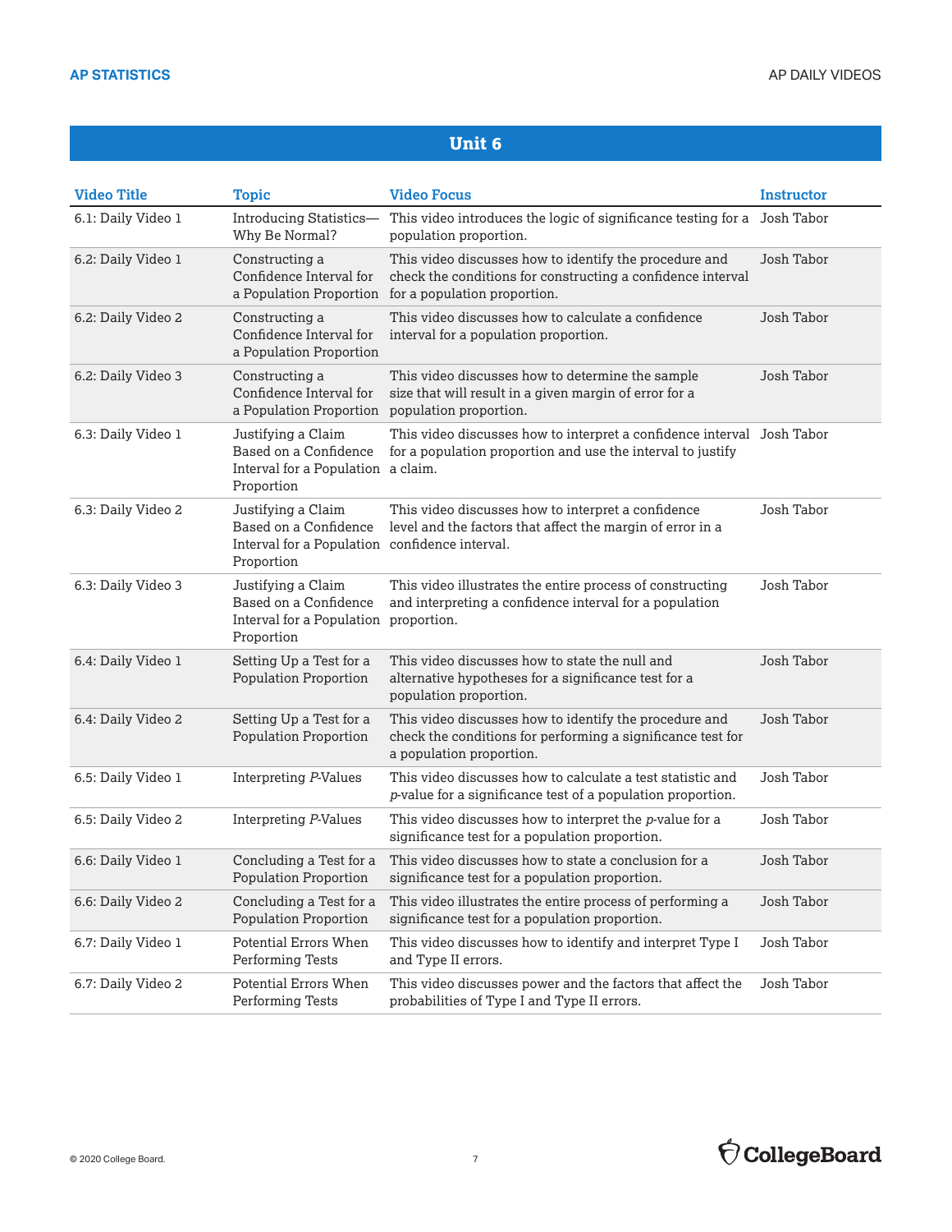## Unit 6

| Video Title | Topic | Video Focus | Instructor |
|---|---|---|---|
| 6.1: Daily Video 1 | Introducing Statistics—Why Be Normal? | This video introduces the logic of significance testing for a population proportion. | Josh Tabor |
| 6.2: Daily Video 1 | Constructing a Confidence Interval for a Population Proportion | This video discusses how to identify the procedure and check the conditions for constructing a confidence interval for a population proportion. | Josh Tabor |
| 6.2: Daily Video 2 | Constructing a Confidence Interval for a Population Proportion | This video discusses how to calculate a confidence interval for a population proportion. | Josh Tabor |
| 6.2: Daily Video 3 | Constructing a Confidence Interval for a Population Proportion | This video discusses how to determine the sample size that will result in a given margin of error for a population proportion. | Josh Tabor |
| 6.3: Daily Video 1 | Justifying a Claim Based on a Confidence Interval for a Population Proportion | This video discusses how to interpret a confidence interval for a population proportion and use the interval to justify a claim. | Josh Tabor |
| 6.3: Daily Video 2 | Justifying a Claim Based on a Confidence Interval for a Population Proportion | This video discusses how to interpret a confidence level and the factors that affect the margin of error in a confidence interval. | Josh Tabor |
| 6.3: Daily Video 3 | Justifying a Claim Based on a Confidence Interval for a Population Proportion | This video illustrates the entire process of constructing and interpreting a confidence interval for a population proportion. | Josh Tabor |
| 6.4: Daily Video 1 | Setting Up a Test for a Population Proportion | This video discusses how to state the null and alternative hypotheses for a significance test for a population proportion. | Josh Tabor |
| 6.4: Daily Video 2 | Setting Up a Test for a Population Proportion | This video discusses how to identify the procedure and check the conditions for performing a significance test for a population proportion. | Josh Tabor |
| 6.5: Daily Video 1 | Interpreting *P*-Values | This video discusses how to calculate a test statistic and *p*-value for a significance test of a population proportion. | Josh Tabor |
| 6.5: Daily Video 2 | Interpreting *P*-Values | This video discusses how to interpret the *p*-value for a significance test for a population proportion. | Josh Tabor |
| 6.6: Daily Video 1 | Concluding a Test for a Population Proportion | This video discusses how to state a conclusion for a significance test for a population proportion. | Josh Tabor |
| 6.6: Daily Video 2 | Concluding a Test for a Population Proportion | This video illustrates the entire process of performing a significance test for a population proportion. | Josh Tabor |
| 6.7: Daily Video 1 | Potential Errors When Performing Tests | This video discusses how to identify and interpret Type I and Type II errors. | Josh Tabor |
| 6.7: Daily Video 2 | Potential Errors When Performing Tests | This video discusses power and the factors that affect the probabilities of Type I and Type II errors. | Josh Tabor |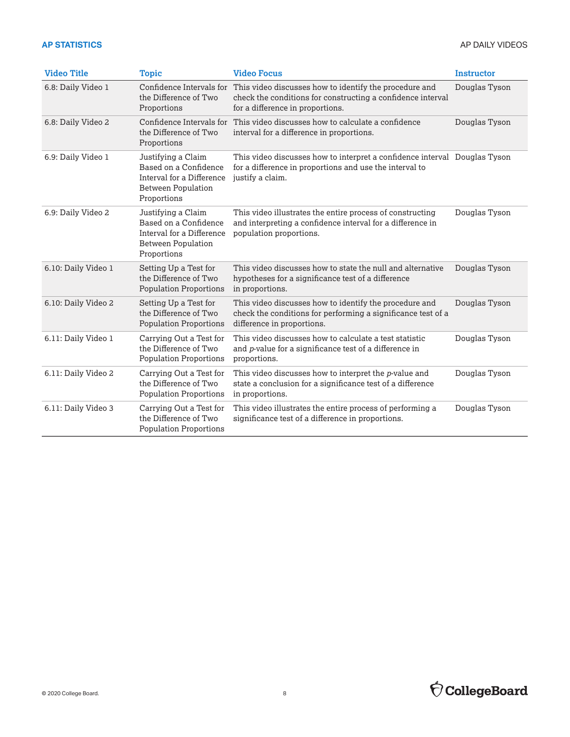| Video Title | Topic | Video Focus | Instructor |
|---|---|---|---|
| 6.8: Daily Video 1 | Confidence Intervals for the Difference of Two Proportions | This video discusses how to identify the procedure and check the conditions for constructing a confidence interval for a difference in proportions. | Douglas Tyson |
| 6.8: Daily Video 2 | Confidence Intervals for the Difference of Two Proportions | This video discusses how to calculate a confidence interval for a difference in proportions. | Douglas Tyson |
| 6.9: Daily Video 1 | Justifying a Claim Based on a Confidence Interval for a Difference Between Population Proportions | This video discusses how to interpret a confidence interval for a difference in proportions and use the interval to justify a claim. | Douglas Tyson |
| 6.9: Daily Video 2 | Justifying a Claim Based on a Confidence Interval for a Difference Between Population Proportions | This video illustrates the entire process of constructing and interpreting a confidence interval for a difference in population proportions. | Douglas Tyson |
| 6.10: Daily Video 1 | Setting Up a Test for the Difference of Two Population Proportions | This video discusses how to state the null and alternative hypotheses for a significance test of a difference in proportions. | Douglas Tyson |
| 6.10: Daily Video 2 | Setting Up a Test for the Difference of Two Population Proportions | This video discusses how to identify the procedure and check the conditions for performing a significance test of a difference in proportions. | Douglas Tyson |
| 6.11: Daily Video 1 | Carrying Out a Test for the Difference of Two Population Proportions | This video discusses how to calculate a test statistic and *p*-value for a significance test of a difference in proportions. | Douglas Tyson |
| 6.11: Daily Video 2 | Carrying Out a Test for the Difference of Two Population Proportions | This video discusses how to interpret the *p*-value and state a conclusion for a significance test of a difference in proportions. | Douglas Tyson |
| 6.11: Daily Video 3 | Carrying Out a Test for the Difference of Two Population Proportions | This video illustrates the entire process of performing a significance test of a difference in proportions. | Douglas Tyson |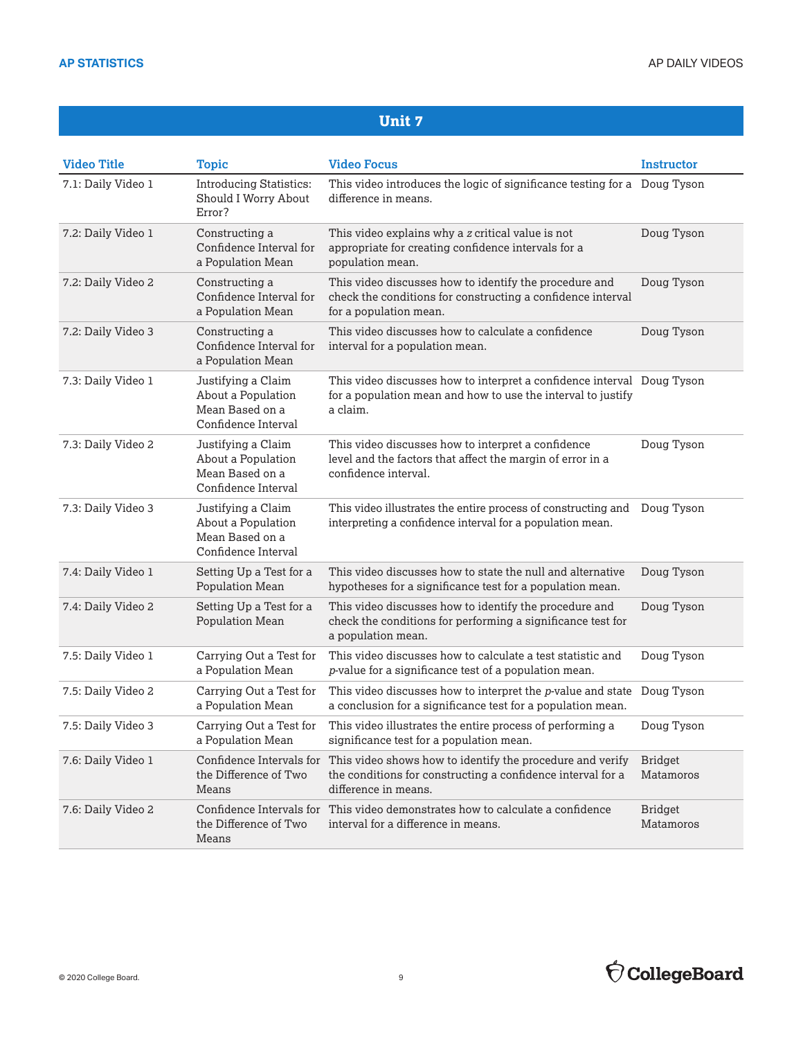## Unit 7

| Video Title | Topic | Video Focus | Instructor |
|---|---|---|---|
| 7.1: Daily Video 1 | Introducing Statistics: Should I Worry About Error? | This video introduces the logic of significance testing for a difference in means. | Doug Tyson |
| 7.2: Daily Video 1 | Constructing a Confidence Interval for a Population Mean | This video explains why a $z$ critical value is not appropriate for creating confidence intervals for a population mean. | Doug Tyson |
| 7.2: Daily Video 2 | Constructing a Confidence Interval for a Population Mean | This video discusses how to identify the procedure and check the conditions for constructing a confidence interval for a population mean. | Doug Tyson |
| 7.2: Daily Video 3 | Constructing a Confidence Interval for a Population Mean | This video discusses how to calculate a confidence interval for a population mean. | Doug Tyson |
| 7.3: Daily Video 1 | Justifying a Claim About a Population Mean Based on a Confidence Interval | This video discusses how to interpret a confidence interval for a population mean and how to use the interval to justify a claim. | Doug Tyson |
| 7.3: Daily Video 2 | Justifying a Claim About a Population Mean Based on a Confidence Interval | This video discusses how to interpret a confidence level and the factors that affect the margin of error in a confidence interval. | Doug Tyson |
| 7.3: Daily Video 3 | Justifying a Claim About a Population Mean Based on a Confidence Interval | This video illustrates the entire process of constructing and interpreting a confidence interval for a population mean. | Doug Tyson |
| 7.4: Daily Video 1 | Setting Up a Test for a Population Mean | This video discusses how to state the null and alternative hypotheses for a significance test for a population mean. | Doug Tyson |
| 7.4: Daily Video 2 | Setting Up a Test for a Population Mean | This video discusses how to identify the procedure and check the conditions for performing a significance test for a population mean. | Doug Tyson |
| 7.5: Daily Video 1 | Carrying Out a Test for a Population Mean | This video discusses how to calculate a test statistic and $p$-value for a significance test of a population mean. | Doug Tyson |
| 7.5: Daily Video 2 | Carrying Out a Test for a Population Mean | This video discusses how to interpret the $p$-value and state a conclusion for a significance test for a population mean. | Doug Tyson |
| 7.5: Daily Video 3 | Carrying Out a Test for a Population Mean | This video illustrates the entire process of performing a significance test for a population mean. | Doug Tyson |
| 7.6: Daily Video 1 | Confidence Intervals for the Difference of Two Means | This video shows how to identify the procedure and verify the conditions for constructing a confidence interval for a difference in means. | Bridget Matamoros |
| 7.6: Daily Video 2 | Confidence Intervals for the Difference of Two Means | This video demonstrates how to calculate a confidence interval for a difference in means. | Bridget Matamoros |

© 2020 College Board.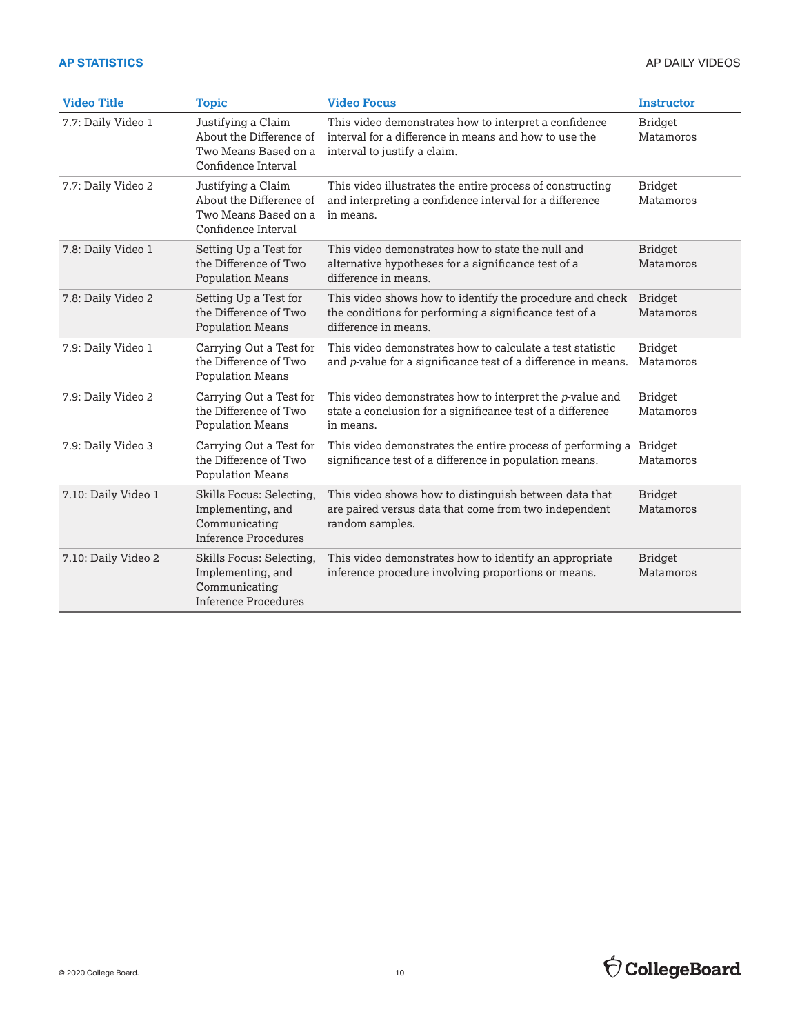| Video Title | Topic | Video Focus | Instructor |
|---|---|---|---|
| 7.7: Daily Video 1 | Justifying a Claim About the Difference of Two Means Based on a Confidence Interval | This video demonstrates how to interpret a confidence interval for a difference in means and how to use the interval to justify a claim. | Bridget Matamoros |
| 7.7: Daily Video 2 | Justifying a Claim About the Difference of Two Means Based on a Confidence Interval | This video illustrates the entire process of constructing and interpreting a confidence interval for a difference in means. | Bridget Matamoros |
| 7.8: Daily Video 1 | Setting Up a Test for the Difference of Two Population Means | This video demonstrates how to state the null and alternative hypotheses for a significance test of a difference in means. | Bridget Matamoros |
| 7.8: Daily Video 2 | Setting Up a Test for the Difference of Two Population Means | This video shows how to identify the procedure and check the conditions for performing a significance test of a difference in means. | Bridget Matamoros |
| 7.9: Daily Video 1 | Carrying Out a Test for the Difference of Two Population Means | This video demonstrates how to calculate a test statistic and *p*-value for a significance test of a difference in means. | Bridget Matamoros |
| 7.9: Daily Video 2 | Carrying Out a Test for the Difference of Two Population Means | This video demonstrates how to interpret the *p*-value and state a conclusion for a significance test of a difference in means. | Bridget Matamoros |
| 7.9: Daily Video 3 | Carrying Out a Test for the Difference of Two Population Means | This video demonstrates the entire process of performing a significance test of a difference in population means. | Bridget Matamoros |
| 7.10: Daily Video 1 | Skills Focus: Selecting, Implementing, and Communicating Inference Procedures | This video shows how to distinguish between data that are paired versus data that come from two independent random samples. | Bridget Matamoros |
| 7.10: Daily Video 2 | Skills Focus: Selecting, Implementing, and Communicating Inference Procedures | This video demonstrates how to identify an appropriate inference procedure involving proportions or means. | Bridget Matamoros |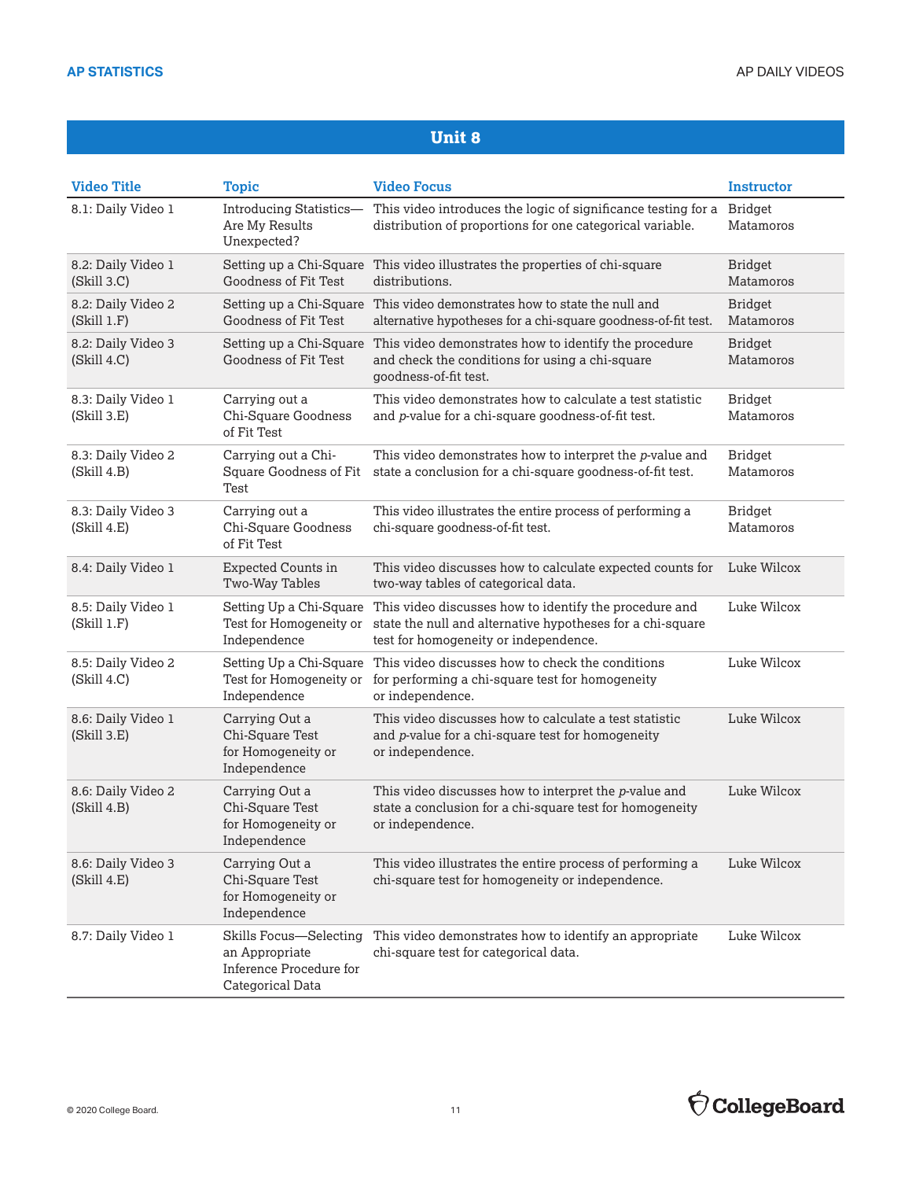## Unit 8

| Video Title | Topic | Video Focus | Instructor |
|---|---|---|---|
| 8.1: Daily Video 1 | Introducing Statistics—Are My Results Unexpected? | This video introduces the logic of significance testing for a distribution of proportions for one categorical variable. | Bridget Matamoros |
| 8.2: Daily Video 1 (Skill 3.C) | Setting up a Chi-Square Goodness of Fit Test | This video illustrates the properties of chi-square distributions. | Bridget Matamoros |
| 8.2: Daily Video 2 (Skill 1.F) | Setting up a Chi-Square Goodness of Fit Test | This video demonstrates how to state the null and alternative hypotheses for a chi-square goodness-of-fit test. | Bridget Matamoros |
| 8.2: Daily Video 3 (Skill 4.C) | Setting up a Chi-Square Goodness of Fit Test | This video demonstrates how to identify the procedure and check the conditions for using a chi-square goodness-of-fit test. | Bridget Matamoros |
| 8.3: Daily Video 1 (Skill 3.E) | Carrying out a Chi-Square Goodness of Fit Test | This video demonstrates how to calculate a test statistic and *p*-value for a chi-square goodness-of-fit test. | Bridget Matamoros |
| 8.3: Daily Video 2 (Skill 4.B) | Carrying out a Chi-Square Goodness of Fit Test | This video demonstrates how to interpret the *p*-value and state a conclusion for a chi-square goodness-of-fit test. | Bridget Matamoros |
| 8.3: Daily Video 3 (Skill 4.E) | Carrying out a Chi-Square Goodness of Fit Test | This video illustrates the entire process of performing a chi-square goodness-of-fit test. | Bridget Matamoros |
| 8.4: Daily Video 1 | Expected Counts in Two-Way Tables | This video discusses how to calculate expected counts for two-way tables of categorical data. | Luke Wilcox |
| 8.5: Daily Video 1 (Skill 1.F) | Setting Up a Chi-Square Test for Homogeneity or Independence | This video discusses how to identify the procedure and state the null and alternative hypotheses for a chi-square test for homogeneity or independence. | Luke Wilcox |
| 8.5: Daily Video 2 (Skill 4.C) | Setting Up a Chi-Square Test for Homogeneity or Independence | This video discusses how to check the conditions for performing a chi-square test for homogeneity or independence. | Luke Wilcox |
| 8.6: Daily Video 1 (Skill 3.E) | Carrying Out a Chi-Square Test for Homogeneity or Independence | This video discusses how to calculate a test statistic and *p*-value for a chi-square test for homogeneity or independence. | Luke Wilcox |
| 8.6: Daily Video 2 (Skill 4.B) | Carrying Out a Chi-Square Test for Homogeneity or Independence | This video discusses how to interpret the *p*-value and state a conclusion for a chi-square test for homogeneity or independence. | Luke Wilcox |
| 8.6: Daily Video 3 (Skill 4.E) | Carrying Out a Chi-Square Test for Homogeneity or Independence | This video illustrates the entire process of performing a chi-square test for homogeneity or independence. | Luke Wilcox |
| 8.7: Daily Video 1 | Skills Focus—Selecting an Appropriate Inference Procedure for Categorical Data | This video demonstrates how to identify an appropriate chi-square test for categorical data. | Luke Wilcox |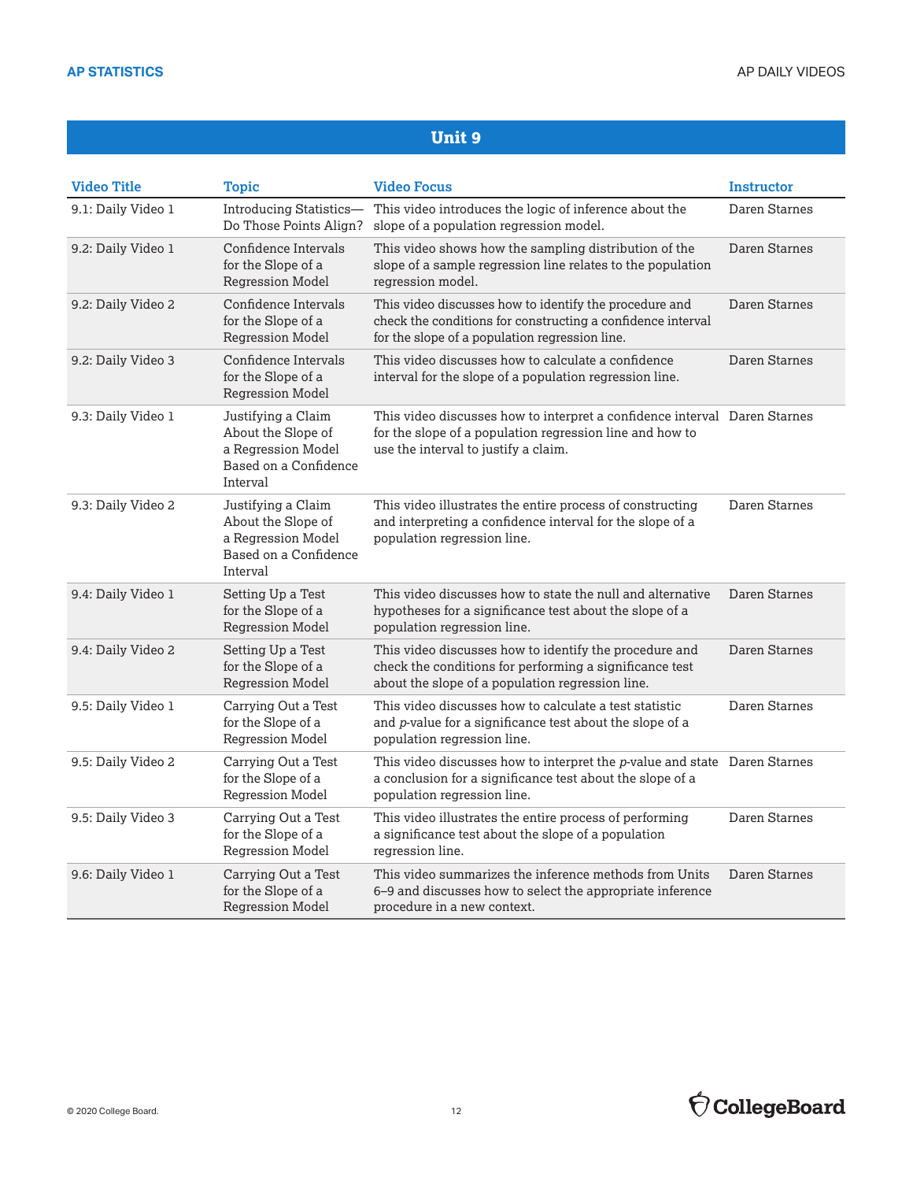## Unit 9

| Video Title | Topic | Video Focus | Instructor |
|---|---|---|---|
| 9.1: Daily Video 1 | Introducing Statistics—Do Those Points Align? | This video introduces the logic of inference about the slope of a population regression model. | Daren Starnes |
| 9.2: Daily Video 1 | Confidence Intervals for the Slope of a Regression Model | This video shows how the sampling distribution of the slope of a sample regression line relates to the population regression model. | Daren Starnes |
| 9.2: Daily Video 2 | Confidence Intervals for the Slope of a Regression Model | This video discusses how to identify the procedure and check the conditions for constructing a confidence interval for the slope of a population regression line. | Daren Starnes |
| 9.2: Daily Video 3 | Confidence Intervals for the Slope of a Regression Model | This video discusses how to calculate a confidence interval for the slope of a population regression line. | Daren Starnes |
| 9.3: Daily Video 1 | Justifying a Claim About the Slope of a Regression Model Based on a Confidence Interval | This video discusses how to interpret a confidence interval for the slope of a population regression line and how to use the interval to justify a claim. | Daren Starnes |
| 9.3: Daily Video 2 | Justifying a Claim About the Slope of a Regression Model Based on a Confidence Interval | This video illustrates the entire process of constructing and interpreting a confidence interval for the slope of a population regression line. | Daren Starnes |
| 9.4: Daily Video 1 | Setting Up a Test for the Slope of a Regression Model | This video discusses how to state the null and alternative hypotheses for a significance test about the slope of a population regression line. | Daren Starnes |
| 9.4: Daily Video 2 | Setting Up a Test for the Slope of a Regression Model | This video discusses how to identify the procedure and check the conditions for performing a significance test about the slope of a population regression line. | Daren Starnes |
| 9.5: Daily Video 1 | Carrying Out a Test for the Slope of a Regression Model | This video discusses how to calculate a test statistic and *p*-value for a significance test about the slope of a population regression line. | Daren Starnes |
| 9.5: Daily Video 2 | Carrying Out a Test for the Slope of a Regression Model | This video discusses how to interpret the *p*-value and state a conclusion for a significance test about the slope of a population regression line. | Daren Starnes |
| 9.5: Daily Video 3 | Carrying Out a Test for the Slope of a Regression Model | This video illustrates the entire process of performing a significance test about the slope of a population regression line. | Daren Starnes |
| 9.6: Daily Video 1 | Carrying Out a Test for the Slope of a Regression Model | This video summarizes the inference methods from Units 6–9 and discusses how to select the appropriate inference procedure in a new context. | Daren Starnes |

© 2020 College Board.